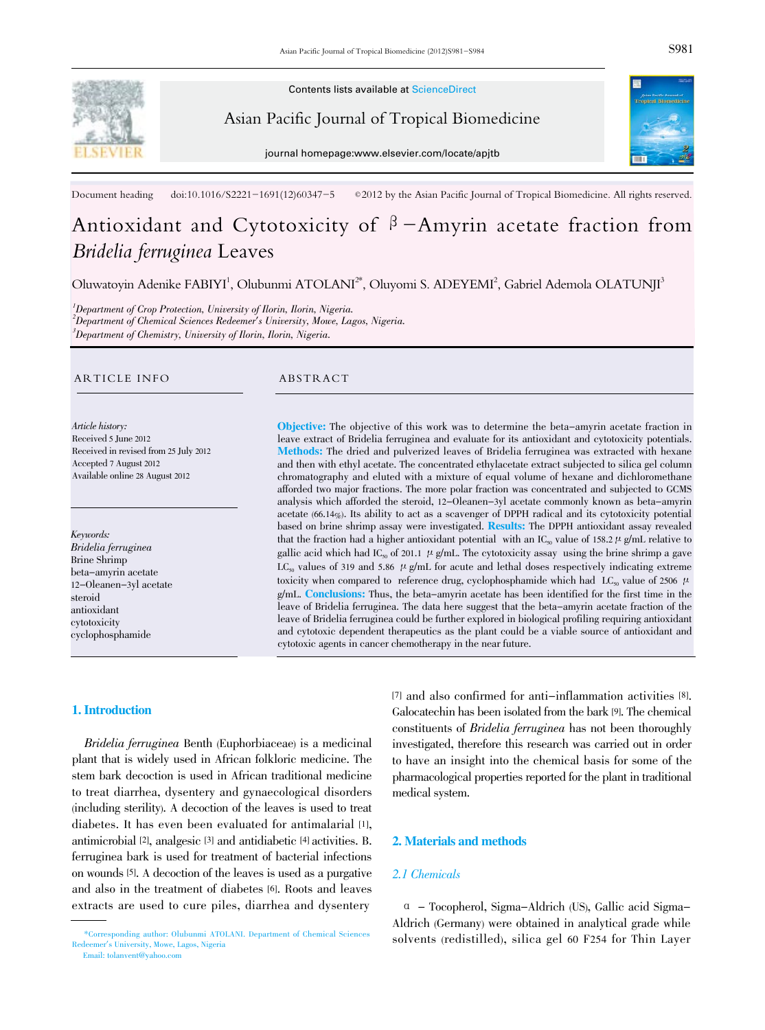Contents lists available at ScienceDirect

Asian Pacific Journal of Tropical Biomedicine

journal homepage:www.elsevier.com/locate/apjtb

Document heading doi:10.1016/S2221-1691(12)60347-5 ©2012 by the Asian Pacific Journal of Tropical Biomedicine. All rights reserved.

# Antioxidant and Cytotoxicity of β-Amyrin acetate fraction from *Bridelia ferruginea* Leaves

Oluwatoyin Adenike FABIYI[1], Olubunmi ATOLANI[2*], Oluyomi S. ADEYEMI[2], Gabriel Ademola OLATUNJI[3]

[1]*Department of Crop Protection, University of Ilorin, Ilorin, Nigeria.*
[2]*Department of Chemical Sciences Redeemer's University, Mowe, Lagos, Nigeria.*
[3]*Department of Chemistry, University of Ilorin, Ilorin, Nigeria.*

## ARTICLE INFO

*Article history:*
Received 5 June 2012
Received in revised from 25 July 2012
Accepted 7 August 2012
Available online 28 August 2012

*Keywords:*
*Bridelia ferruginea*
Brine Shrimp
beta-amyrin acetate
12-Oleanen-3yl acetate
steroid
antioxidant
cytotoxicity
cyclophosphamide

## ABSTRACT

**Objective:** The objective of this work was to determine the beta-amyrin acetate fraction in leave extract of Bridelia ferruginea and evaluate for its antioxidant and cytotoxicity potentials. **Methods:** The dried and pulverized leaves of Bridelia ferruginea was extracted with hexane and then with ethyl acetate. The concentrated ethylacetate extract subjected to silica gel column chromatography and eluted with a mixture of equal volume of hexane and dichloromethane afforded two major fractions. The more polar fraction was concentrated and subjected to GCMS analysis which afforded the steroid, 12-Oleanen-3yl acetate commonly known as beta-amyrin acetate (66.14%). Its ability to act as a scavenger of DPPH radical and its cytotoxicity potential based on brine shrimp assay were investigated. **Results:** The DPPH antioxidant assay revealed that the fraction had a higher antioxidant potential with an $IC_{50}$ value of 158.2 μg/mL relative to gallic acid which had $IC_{50}$ of 201.1 μg/mL. The cytotoxicity assay using the brine shrimp a gave $LC_{50}$ values of 319 and 5.86 μg/mL for acute and lethal doses respectively indicating extreme toxicity when compared to reference drug, cyclophosphamide which had $LC_{50}$ value of 2506 μg/mL. **Conclusions:** Thus, the beta-amyrin acetate has been identified for the first time in the leave of Bridelia ferruginea. The data here suggest that the beta-amyrin acetate fraction of the leave of Bridelia ferruginea could be further explored in biological profiling requiring antioxidant and cytotoxic dependent therapeutics as the plant could be a viable source of antioxidant and cytotoxic agents in cancer chemotherapy in the near future.

## 1. Introduction

*Bridelia ferruginea* Benth (Euphorbiaceae) is a medicinal plant that is widely used in African folkloric medicine. The stem bark decoction is used in African traditional medicine to treat diarrhea, dysentery and gynaecological disorders (including sterility). A decoction of the leaves is used to treat diabetes. It has even been evaluated for antimalarial [1], antimicrobial [2], analgesic [3] and antidiabetic [4] activities. B. ferruginea bark is used for treatment of bacterial infections on wounds [5]. A decoction of the leaves is used as a purgative and also in the treatment of diabetes [6]. Roots and leaves extracts are used to cure piles, diarrhea and dysentery [7] and also confirmed for anti-inflammation activities [8]. Galocatechin has been isolated from the bark [9]. The chemical constituents of *Bridelia ferruginea* has not been thoroughly investigated, therefore this research was carried out in order to have an insight into the chemical basis for some of the pharmacological properties reported for the plant in traditional medical system.

## 2. Materials and methods

### 2.1 Chemicals

α - Tocopherol, Sigma-Aldrich (US), Gallic acid Sigma-Aldrich (Germany) were obtained in analytical grade while solvents (redistilled), silica gel 60 F254 for Thin Layer

*Corresponding author: Olubunmi ATOLANI. Department of Chemical Sciences Redeemer's University, Mowe, Lagos, Nigeria
Email: tolanvent@yahoo.com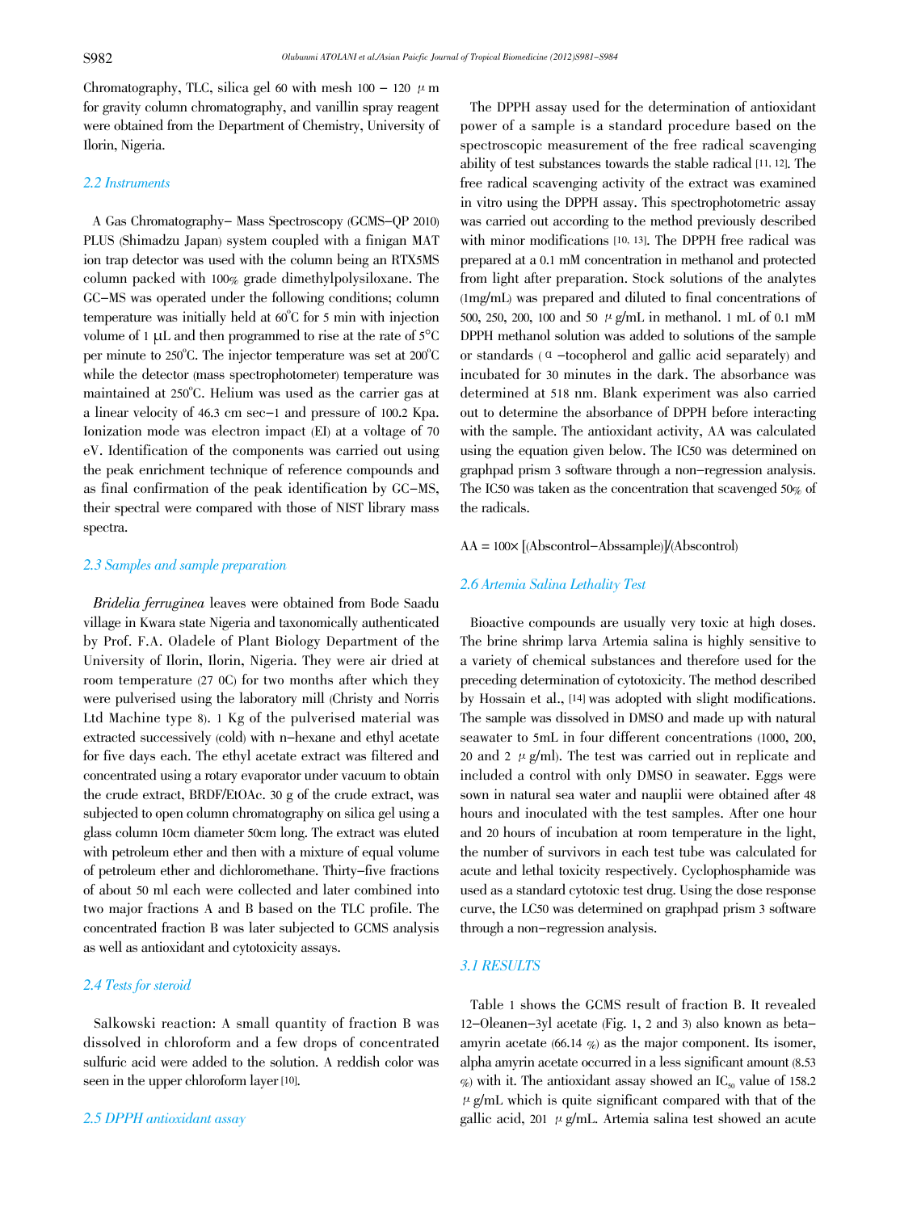Chromatography, TLC, silica gel 60 with mesh 100 – 120 μm for gravity column chromatography, and vanillin spray reagent were obtained from the Department of Chemistry, University of Ilorin, Nigeria.

### 2.2 Instruments

A Gas Chromatography- Mass Spectroscopy (GCMS-QP 2010) PLUS (Shimadzu Japan) system coupled with a finigan MAT ion trap detector was used with the column being an RTX5MS column packed with 100% grade dimethylpolysiloxane. The GC-MS was operated under the following conditions; column temperature was initially held at 60°C for 5 min with injection volume of 1 μL and then programmed to rise at the rate of 5°C per minute to 250°C. The injector temperature was set at 200°C while the detector (mass spectrophotometer) temperature was maintained at 250°C. Helium was used as the carrier gas at a linear velocity of 46.3 cm sec-1 and pressure of 100.2 Kpa. Ionization mode was electron impact (EI) at a voltage of 70 eV. Identification of the components was carried out using the peak enrichment technique of reference compounds and as final confirmation of the peak identification by GC-MS, their spectral were compared with those of NIST library mass spectra.

### 2.3 Samples and sample preparation

*Bridelia ferruginea* leaves were obtained from Bode Saadu village in Kwara state Nigeria and taxonomically authenticated by Prof. F.A. Oladele of Plant Biology Department of the University of Ilorin, Ilorin, Nigeria. They were air dried at room temperature (27 0C) for two months after which they were pulverised using the laboratory mill (Christy and Norris Ltd Machine type 8). 1 Kg of the pulverised material was extracted successively (cold) with n-hexane and ethyl acetate for five days each. The ethyl acetate extract was filtered and concentrated using a rotary evaporator under vacuum to obtain the crude extract, BRDF/EtOAc. 30 g of the crude extract, was subjected to open column chromatography on silica gel using a glass column 10cm diameter 50cm long. The extract was eluted with petroleum ether and then with a mixture of equal volume of petroleum ether and dichloromethane. Thirty-five fractions of about 50 ml each were collected and later combined into two major fractions A and B based on the TLC profile. The concentrated fraction B was later subjected to GCMS analysis as well as antioxidant and cytotoxicity assays.

### 2.4 Tests for steroid

Salkowski reaction: A small quantity of fraction B was dissolved in chloroform and a few drops of concentrated sulfuric acid were added to the solution. A reddish color was seen in the upper chloroform layer [10].

### 2.5 DPPH antioxidant assay

The DPPH assay used for the determination of antioxidant power of a sample is a standard procedure based on the spectroscopic measurement of the free radical scavenging ability of test substances towards the stable radical [11, 12]. The free radical scavenging activity of the extract was examined in vitro using the DPPH assay. This spectrophotometric assay was carried out according to the method previously described with minor modifications [10, 13]. The DPPH free radical was prepared at a 0.1 mM concentration in methanol and protected from light after preparation. Stock solutions of the analytes (1mg/mL) was prepared and diluted to final concentrations of 500, 250, 200, 100 and 50 μg/mL in methanol. 1 mL of 0.1 mM DPPH methanol solution was added to solutions of the sample or standards (α-tocopherol and gallic acid separately) and incubated for 30 minutes in the dark. The absorbance was determined at 518 nm. Blank experiment was also carried out to determine the absorbance of DPPH before interacting with the sample. The antioxidant activity, AA was calculated using the equation given below. The IC50 was determined on graphpad prism 3 software through a non-regression analysis. The IC50 was taken as the concentration that scavenged 50% of the radicals.

$$AA = 100\times[(Abs_{control} - Abs_{sample})]/(Abs_{control})$$

### 2.6 Artemia Salina Lethality Test

Bioactive compounds are usually very toxic at high doses. The brine shrimp larva Artemia salina is highly sensitive to a variety of chemical substances and therefore used for the preceding determination of cytotoxicity. The method described by Hossain et al., [14] was adopted with slight modifications. The sample was dissolved in DMSO and made up with natural seawater to 5mL in four different concentrations (1000, 200, 20 and 2 μg/ml). The test was carried out in replicate and included a control with only DMSO in seawater. Eggs were sown in natural sea water and nauplii were obtained after 48 hours and inoculated with the test samples. After one hour and 20 hours of incubation at room temperature in the light, the number of survivors in each test tube was calculated for acute and lethal toxicity respectively. Cyclophosphamide was used as a standard cytotoxic test drug. Using the dose response curve, the LC50 was determined on graphpad prism 3 software through a non-regression analysis.

### 3.1 RESULTS

Table 1 shows the GCMS result of fraction B. It revealed 12-Oleanen-3yl acetate (Fig. 1, 2 and 3) also known as beta-amyrin acetate (66.14 %) as the major component. Its isomer, alpha amyrin acetate occurred in a less significant amount (8.53 %) with it. The antioxidant assay showed an $IC_{50}$ value of 158.2 μg/mL which is quite significant compared with that of the gallic acid, 201 μg/mL. Artemia salina test showed an acute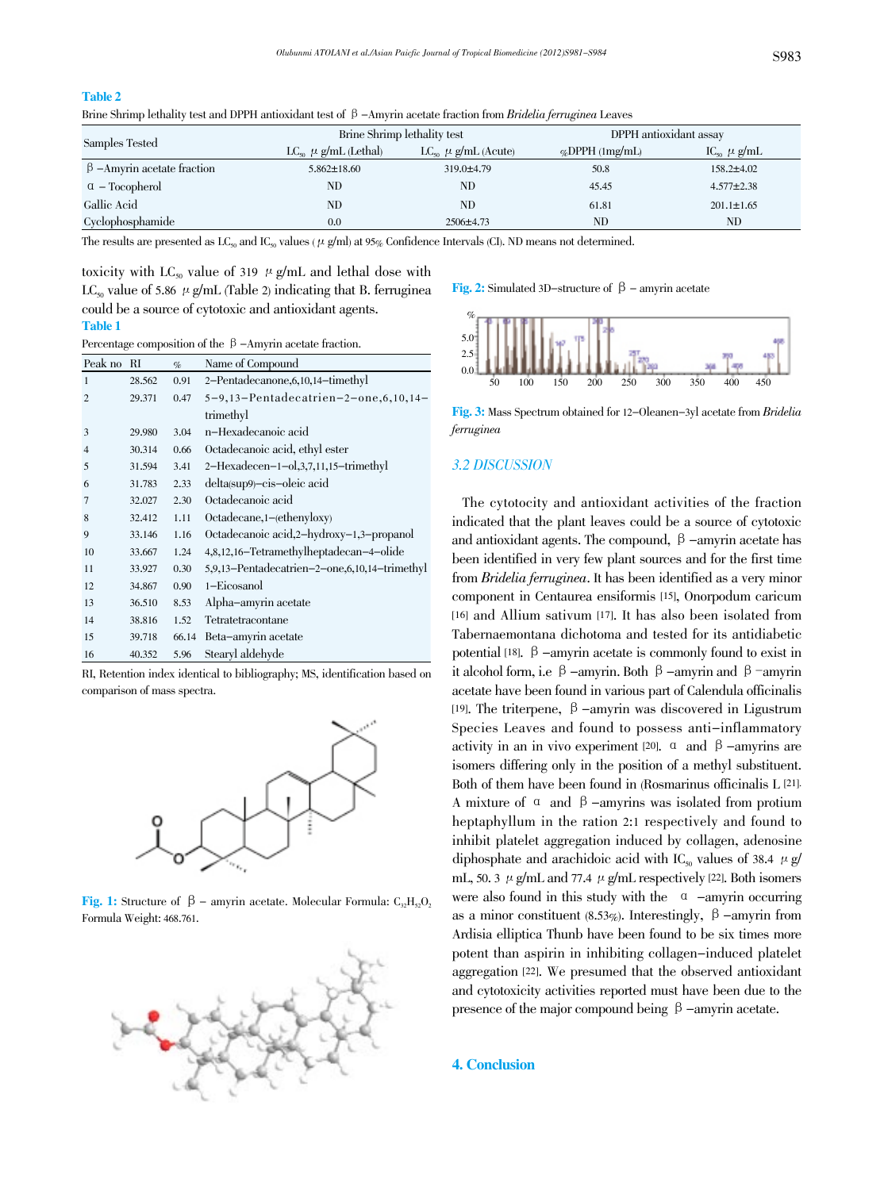**Table 2**

Brine Shrimp lethality test and DPPH antioxidant test of β-Amyrin acetate fraction from *Bridelia ferruginea* Leaves

| Samples Tested | Brine Shrimp lethality test | | DPPH antioxidant assay | |
|---|---|---|---|---|
| | $LC_{50}$ μg/mL (Lethal) | $LC_{50}$ μg/mL (Acute) | %DPPH (1mg/mL) | $IC_{50}$ μg/mL |
| β-Amyrin acetate fraction | 5.862±18.60 | 319.0±4.79 | 50.8 | 158.2±4.02 |
| α-Tocopherol | ND | ND | 45.45 | 4.577±2.38 |
| Gallic Acid | ND | ND | 61.81 | 201.1±1.65 |
| Cyclophosphamide | 0.0 | 2506±4.73 | ND | ND |

The results are presented as $LC_{50}$ and $IC_{50}$ values (μg/ml) at 95% Confidence Intervals (CI). ND means not determined.

toxicity with $LC_{50}$ value of 319 μg/mL and lethal dose with $LC_{50}$ value of 5.86 μg/mL (Table 2) indicating that B. ferruginea could be a source of cytotoxic and antioxidant agents.

**Table 1**

Percentage composition of the β-Amyrin acetate fraction.

| Peak no | RI | % | Name of Compound |
|---|---|---|---|
| 1 | 28.562 | 0.91 | 2-Pentadecanone,6,10,14-timethyl |
| 2 | 29.371 | 0.47 | 5-9,13-Pentadecatrien-2-one,6,10,14-trimethyl |
| 3 | 29.980 | 3.04 | n-Hexadecanoic acid |
| 4 | 30.314 | 0.66 | Octadecanoic acid, ethyl ester |
| 5 | 31.594 | 3.41 | 2-Hexadecen-1-ol,3,7,11,15-trimethyl |
| 6 | 31.783 | 2.33 | delta(sup9)-cis-oleic acid |
| 7 | 32.027 | 2.30 | Octadecanoic acid |
| 8 | 32.412 | 1.11 | Octadecane,1-(ethenyloxy) |
| 9 | 33.146 | 1.16 | Octadecanoic acid,2-hydroxy-1,3-propanol |
| 10 | 33.667 | 1.24 | 4,8,12,16-Tetramethylheptadecan-4-olide |
| 11 | 33.927 | 0.30 | 5,9,13-Pentadecatrien-2-one,6,10,14-trimethyl |
| 12 | 34.867 | 0.90 | 1-Eicosanol |
| 13 | 36.510 | 8.53 | Alpha-amyrin acetate |
| 14 | 38.816 | 1.52 | Tetratetracontane |
| 15 | 39.718 | 66.14 | Beta-amyrin acetate |
| 16 | 40.352 | 5.96 | Stearyl aldehyde |

RI, Retention index identical to bibliography; MS, identification based on comparison of mass spectra.

**Fig. 1:** Structure of β-amyrin acetate. Molecular Formula: $C_{32}H_{52}O_2$ Formula Weight: 468.761.

**Fig. 2:** Simulated 3D-structure of β-amyrin acetate

**Fig. 3:** Mass Spectrum obtained for 12-Oleanen-3yl acetate from *Bridelia ferruginea*

### 3.2 DISCUSSION

The cytotocity and antioxidant activities of the fraction indicated that the plant leaves could be a source of cytotoxic and antioxidant agents. The compound, β-amyrin acetate has been identified in very few plant sources and for the first time from *Bridelia ferruginea*. It has been identified as a very minor component in Centaurea ensiformis [15], Onorpodum caricum [16] and Allium sativum [17]. It has also been isolated from Tabernaemontana dichotoma and tested for its antidiabetic potential [18]. β-amyrin acetate is commonly found to exist in it alcohol form, i.e β-amyrin. Both β-amyrin and β-amyrin acetate have been found in various part of Calendula officinalis [19]. The triterpene, β-amyrin was discovered in Ligustrum Species Leaves and found to possess anti-inflammatory activity in an in vivo experiment [20]. α and β-amyrins are isomers differing only in the position of a methyl substituent. Both of them have been found in (Rosmarinus officinalis L [21]. A mixture of α and β-amyrins was isolated from protium heptaphyllum in the ration 2:1 respectively and found to inhibit platelet aggregation induced by collagen, adenosine diphosphate and arachidoic acid with $IC_{50}$ values of 38.4 μg/mL, 50.3 μg/mL and 77.4 μg/mL respectively [22]. Both isomers were also found in this study with the α-amyrin occurring as a minor constituent (8.53%). Interestingly, β-amyrin from Ardisia elliptica Thunb have been found to be six times more potent than aspirin in inhibiting collagen-induced platelet aggregation [22]. We presumed that the observed antioxidant and cytotoxicity activities reported must have been due to the presence of the major compound being β-amyrin acetate.

## 4. Conclusion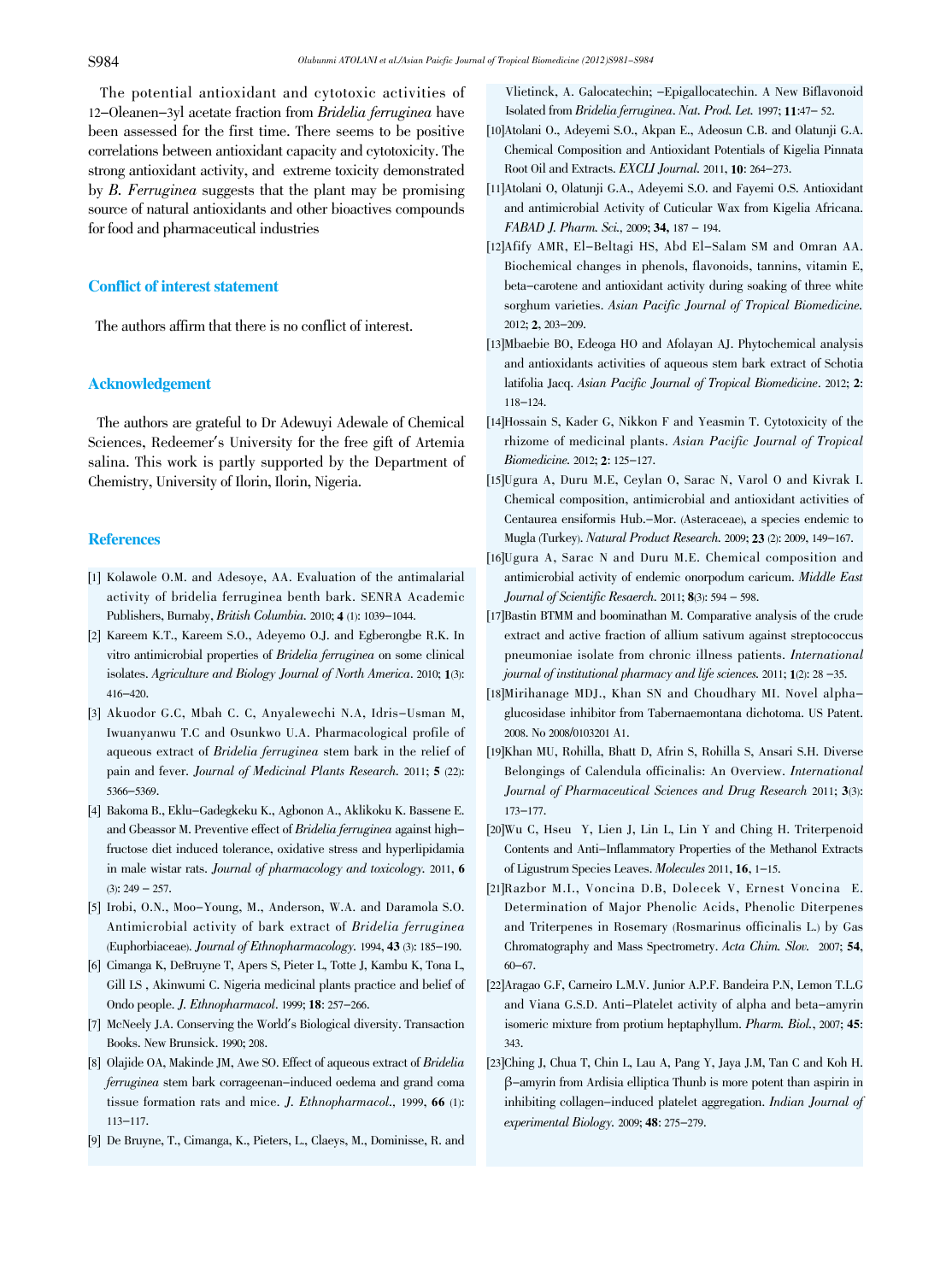The potential antioxidant and cytotoxic activities of 12–Oleanen–3yl acetate fraction from *Bridelia ferruginea* have been assessed for the first time. There seems to be positive correlations between antioxidant capacity and cytotoxicity. The strong antioxidant activity, and extreme toxicity demonstrated by *B. Ferruginea* suggests that the plant may be promising source of natural antioxidants and other bioactives compounds for food and pharmaceutical industries

## Conflict of interest statement

The authors affirm that there is no conflict of interest.

## Acknowledgement

The authors are grateful to Dr Adewuyi Adewale of Chemical Sciences, Redeemer's University for the free gift of Artemia salina. This work is partly supported by the Department of Chemistry, University of Ilorin, Ilorin, Nigeria.

## References

[1] Kolawole O.M. and Adesoye, AA. Evaluation of the antimalarial activity of bridelia ferruginea benth bark. SENRA Academic Publishers, Burnaby, *British Columbia*. 2010; **4** (1): 1039–1044.

[2] Kareem K.T., Kareem S.O., Adeyemo O.J. and Egberongbe R.K. In vitro antimicrobial properties of *Bridelia ferruginea* on some clinical isolates. *Agriculture and Biology Journal of North America*. 2010; **1**(3): 416–420.

[3] Akuodor G.C, Mbah C. C, Anyalewechi N.A, Idris–Usman M, Iwuanyanwu T.C and Osunkwo U.A. Pharmacological profile of aqueous extract of *Bridelia ferruginea* stem bark in the relief of pain and fever. *Journal of Medicinal Plants Research*. 2011; **5** (22): 5366–5369.

[4] Bakoma B., Eklu–Gadegkeku K., Agbonon A., Aklikoku K. Bassene E. and Gbeassor M. Preventive effect of *Bridelia ferruginea* against high–fructose diet induced tolerance, oxidative stress and hyperlipidamia in male wistar rats. *Journal of pharmacology and toxicology*. 2011, **6** (3): 249 – 257.

[5] Irobi, O.N., Moo–Young, M., Anderson, W.A. and Daramola S.O. Antimicrobial activity of bark extract of *Bridelia ferruginea* (Euphorbiaceae). *Journal of Ethnopharmacology*. 1994, **43** (3): 185–190.

[6] Cimanga K, DeBruyne T, Apers S, Pieter L, Totte J, Kambu K, Tona L, Gill LS , Akinwumi C. Nigeria medicinal plants practice and belief of Ondo people. *J. Ethnopharmacol*. 1999; **18**: 257–266.

[7] McNeely J.A. Conserving the World's Biological diversity. Transaction Books. New Brunsick. 1990; 208.

[8] Olajide OA, Makinde JM, Awe SO. Effect of aqueous extract of *Bridelia ferruginea* stem bark corrageenan–induced oedema and grand coma tissue formation rats and mice. *J. Ethnopharmacol*., 1999, **66** (1): 113–117.

[9] De Bruyne, T., Cimanga, K., Pieters, L., Claeys, M., Dominisse, R. and Vlietinck, A. Galocatechin; –Epigallocatechin. A New Biflavonoid Isolated from *Bridelia ferruginea*. *Nat. Prod. Let*. 1997; **11**:47– 52.

[10] Atolani O., Adeyemi S.O., Akpan E., Adeosun C.B. and Olatunji G.A. Chemical Composition and Antioxidant Potentials of Kigelia Pinnata Root Oil and Extracts. *EXCLI Journal*. 2011, **10**: 264–273.

[11] Atolani O, Olatunji G.A., Adeyemi S.O. and Fayemi O.S. Antioxidant and antimicrobial Activity of Cuticular Wax from Kigelia Africana. *FABAD J. Pharm. Sci*., 2009; **34**, 187 – 194.

[12] Afify AMR, El–Beltagi HS, Abd El–Salam SM and Omran AA. Biochemical changes in phenols, flavonoids, tannins, vitamin E, beta–carotene and antioxidant activity during soaking of three white sorghum varieties. *Asian Pacific Journal of Tropical Biomedicine*. 2012; **2**, 203–209.

[13] Mbaebie BO, Edeoga HO and Afolayan AJ. Phytochemical analysis and antioxidants activities of aqueous stem bark extract of Schotia latifolia Jacq. *Asian Pacific Journal of Tropical Biomedicine*. 2012; **2**: 118–124.

[14] Hossain S, Kader G, Nikkon F and Yeasmin T. Cytotoxicity of the rhizome of medicinal plants. *Asian Pacific Journal of Tropical Biomedicine*. 2012; **2**: 125–127.

[15] Ugura A, Duru M.E, Ceylan O, Sarac N, Varol O and Kivrak I. Chemical composition, antimicrobial and antioxidant activities of Centaurea ensiformis Hub.–Mor. (Asteraceae), a species endemic to Mugla (Turkey). *Natural Product Research*. 2009; **23** (2): 2009, 149–167.

[16] Ugura A, Sarac N and Duru M.E. Chemical composition and antimicrobial activity of endemic onorpodum caricum. *Middle East Journal of Scientific Resaerch*. 2011; **8**(3): 594 – 598.

[17] Bastin BTMM and boominathan M. Comparative analysis of the crude extract and active fraction of allium sativum against streptococcus pneumoniae isolate from chronic illness patients. *International journal of institutional pharmacy and life sciences*. 2011; **1**(2): 28 –35.

[18] Mirihanage MDJ., Khan SN and Choudhary MI. Novel alpha–glucosidase inhibitor from Tabernaemontana dichotoma. US Patent. 2008. No 2008/0103201 A1.

[19] Khan MU, Rohilla, Bhatt D, Afrin S, Rohilla S, Ansari S.H. Diverse Belongings of Calendula officinalis: An Overview. *International Journal of Pharmaceutical Sciences and Drug Research* 2011; **3**(3): 173–177.

[20] Wu C, Hseu Y, Lien J, Lin L, Lin Y and Ching H. Triterpenoid Contents and Anti–Inflammatory Properties of the Methanol Extracts of Ligustrum Species Leaves. *Molecules* 2011, **16**, 1–15.

[21] Razbor M.I., Voncina D.B, Dolecek V, Ernest Voncina E. Determination of Major Phenolic Acids, Phenolic Diterpenes and Triterpenes in Rosemary (Rosmarinus officinalis L.) by Gas Chromatography and Mass Spectrometry. *Acta Chim. Slov*. 2007; **54**, 60–67.

[22] Aragao G.F, Carneiro L.M.V. Junior A.P.F. Bandeira P.N, Lemon T.L.G and Viana G.S.D. Anti–Platelet activity of alpha and beta–amyrin isomeric mixture from protium heptaphyllum. *Pharm. Biol*., 2007; **45**: 343.

[23] Ching J, Chua T, Chin L, Lau A, Pang Y, Jaya J.M, Tan C and Koh H. β–amyrin from Ardisia elliptica Thunb is more potent than aspirin in inhibiting collagen–induced platelet aggregation. *Indian Journal of experimental Biology*. 2009; **48**: 275–279.